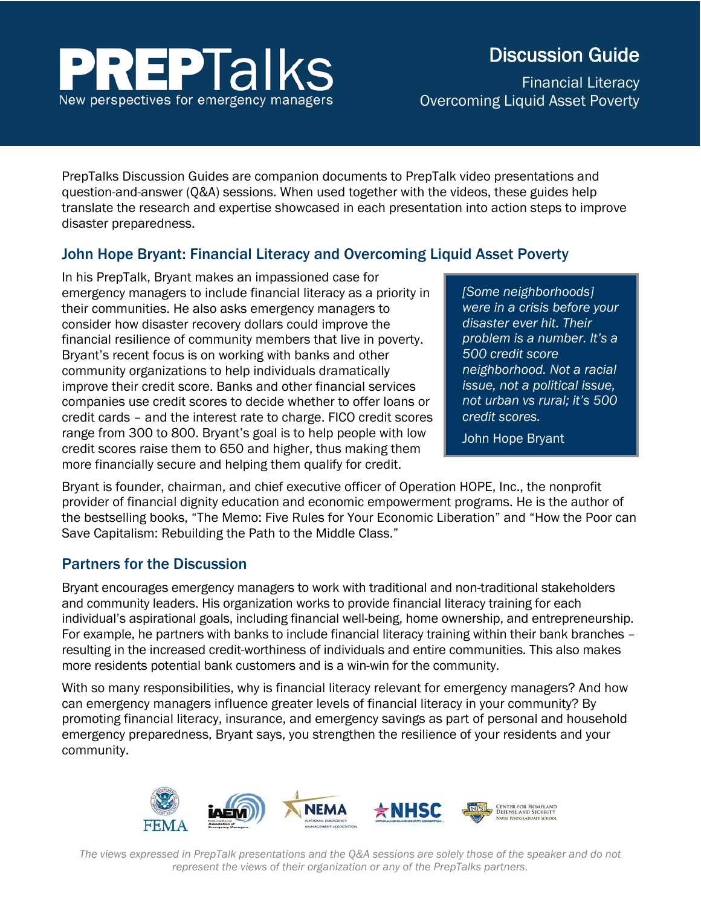# PREPTalks

New perspectives for emergency managers

## Discussion Guide

Financial Literacy
Overcoming Liquid Asset Poverty

PrepTalks Discussion Guides are companion documents to PrepTalk video presentations and question-and-answer (Q&A) sessions. When used together with the videos, these guides help translate the research and expertise showcased in each presentation into action steps to improve disaster preparedness.

## John Hope Bryant: Financial Literacy and Overcoming Liquid Asset Poverty

In his PrepTalk, Bryant makes an impassioned case for emergency managers to include financial literacy as a priority in their communities. He also asks emergency managers to consider how disaster recovery dollars could improve the financial resilience of community members that live in poverty. Bryant's recent focus is on working with banks and other community organizations to help individuals dramatically improve their credit score. Banks and other financial services companies use credit scores to decide whether to offer loans or credit cards – and the interest rate to charge. FICO credit scores range from 300 to 800. Bryant's goal is to help people with low credit scores raise them to 650 and higher, thus making them more financially secure and helping them qualify for credit.

> *[Some neighborhoods] were in a crisis before your disaster ever hit. Their problem is a number. It's a 500 credit score neighborhood. Not a racial issue, not a political issue, not urban vs rural; it's 500 credit scores.*
>
> John Hope Bryant

Bryant is founder, chairman, and chief executive officer of Operation HOPE, Inc., the nonprofit provider of financial dignity education and economic empowerment programs. He is the author of the bestselling books, "The Memo: Five Rules for Your Economic Liberation" and "How the Poor can Save Capitalism: Rebuilding the Path to the Middle Class."

## Partners for the Discussion

Bryant encourages emergency managers to work with traditional and non-traditional stakeholders and community leaders. His organization works to provide financial literacy training for each individual's aspirational goals, including financial well-being, home ownership, and entrepreneurship. For example, he partners with banks to include financial literacy training within their bank branches – resulting in the increased credit-worthiness of individuals and entire communities. This also makes more residents potential bank customers and is a win-win for the community.

With so many responsibilities, why is financial literacy relevant for emergency managers? And how can emergency managers influence greater levels of financial literacy in your community? By promoting financial literacy, insurance, and emergency savings as part of personal and household emergency preparedness, Bryant says, you strengthen the resilience of your residents and your community.

*The views expressed in PrepTalk presentations and the Q&A sessions are solely those of the speaker and do not represent the views of their organization or any of the PrepTalks partners.*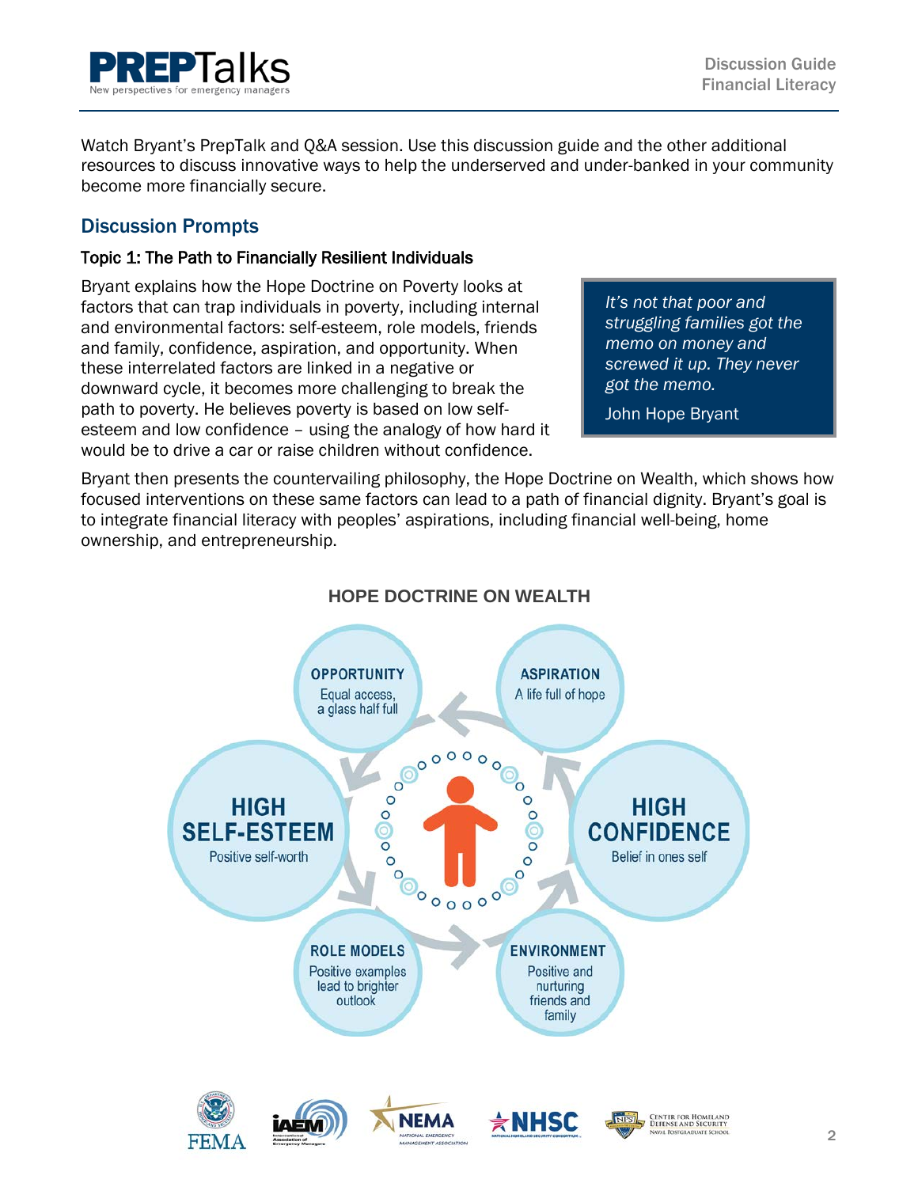Watch Bryant's PrepTalk and Q&A session. Use this discussion guide and the other additional resources to discuss innovative ways to help the underserved and under-banked in your community become more financially secure.

## Discussion Prompts

### Topic 1: The Path to Financially Resilient Individuals

Bryant explains how the Hope Doctrine on Poverty looks at factors that can trap individuals in poverty, including internal and environmental factors: self-esteem, role models, friends and family, confidence, aspiration, and opportunity. When these interrelated factors are linked in a negative or downward cycle, it becomes more challenging to break the path to poverty. He believes poverty is based on low self-esteem and low confidence – using the analogy of how hard it would be to drive a car or raise children without confidence.

> *It's not that poor and struggling families got the memo on money and screwed it up. They never got the memo.*
>
> John Hope Bryant

Bryant then presents the countervailing philosophy, the Hope Doctrine on Wealth, which shows how focused interventions on these same factors can lead to a path of financial dignity. Bryant's goal is to integrate financial literacy with peoples' aspirations, including financial well-being, home ownership, and entrepreneurship.

**HOPE DOCTRINE ON WEALTH**

- **OPPORTUNITY** – Equal access, a glass half full
- **ASPIRATION** – A life full of hope
- **HIGH CONFIDENCE** – Belief in ones self
- **ENVIRONMENT** – Positive and nurturing friends and family
- **ROLE MODELS** – Positive examples lead to brighter outlook
- **HIGH SELF-ESTEEM** – Positive self-worth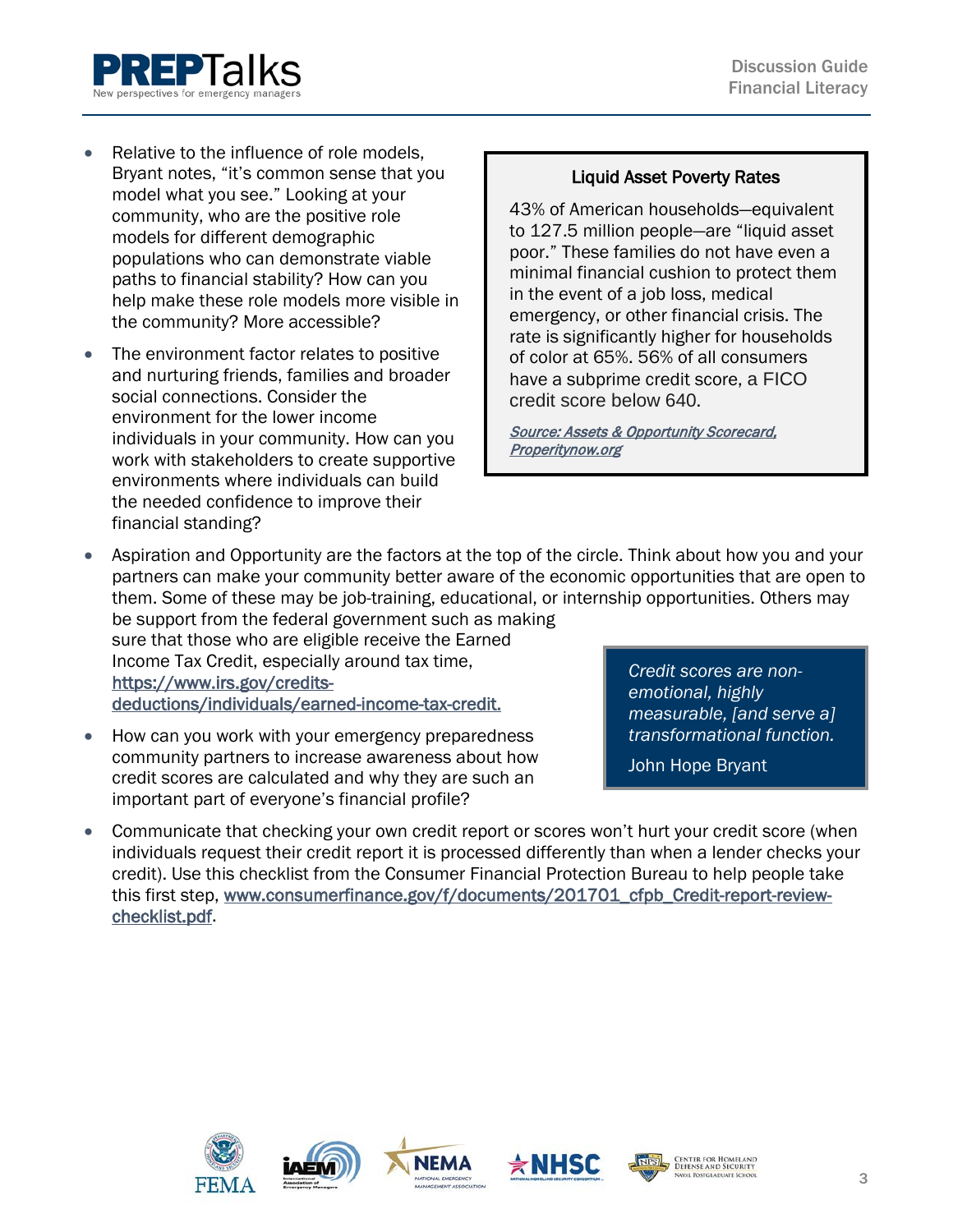- Relative to the influence of role models, Bryant notes, "it's common sense that you model what you see." Looking at your community, who are the positive role models for different demographic populations who can demonstrate viable paths to financial stability? How can you help make these role models more visible in the community? More accessible?
- The environment factor relates to positive and nurturing friends, families and broader social connections. Consider the environment for the lower income individuals in your community. How can you work with stakeholders to create supportive environments where individuals can build the needed confidence to improve their financial standing?

> **Liquid Asset Poverty Rates**
>
> 43% of American households—equivalent to 127.5 million people—are "liquid asset poor." These families do not have even a minimal financial cushion to protect them in the event of a job loss, medical emergency, or other financial crisis. The rate is significantly higher for households of color at 65%. 56% of all consumers have a subprime credit score, a FICO credit score below 640.
>
> *Source: Assets & Opportunity Scorecard, Properitynow.org*

- Aspiration and Opportunity are the factors at the top of the circle. Think about how you and your partners can make your community better aware of the economic opportunities that are open to them. Some of these may be job-training, educational, or internship opportunities. Others may be support from the federal government such as making sure that those who are eligible receive the Earned Income Tax Credit, especially around tax time, https://www.irs.gov/credits-deductions/individuals/earned-income-tax-credit.
- How can you work with your emergency preparedness community partners to increase awareness about how credit scores are calculated and why they are such an important part of everyone's financial profile?

> *Credit scores are non-emotional, highly measurable, [and serve a] transformational function.*
>
> John Hope Bryant

- Communicate that checking your own credit report or scores won't hurt your credit score (when individuals request their credit report it is processed differently than when a lender checks your credit). Use this checklist from the Consumer Financial Protection Bureau to help people take this first step, www.consumerfinance.gov/f/documents/201701_cfpb_Credit-report-review-checklist.pdf.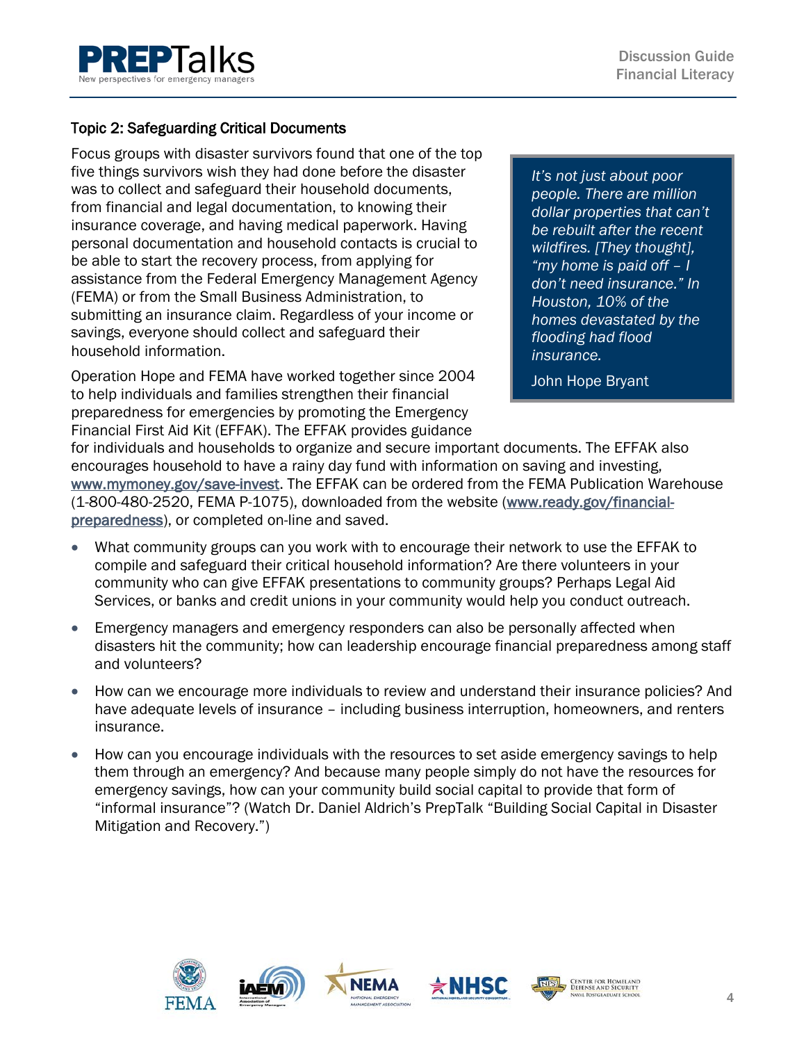## Topic 2: Safeguarding Critical Documents

Focus groups with disaster survivors found that one of the top five things survivors wish they had done before the disaster was to collect and safeguard their household documents, from financial and legal documentation, to knowing their insurance coverage, and having medical paperwork. Having personal documentation and household contacts is crucial to be able to start the recovery process, from applying for assistance from the Federal Emergency Management Agency (FEMA) or from the Small Business Administration, to submitting an insurance claim. Regardless of your income or savings, everyone should collect and safeguard their household information.

> *It's not just about poor people. There are million dollar properties that can't be rebuilt after the recent wildfires. [They thought], "my home is paid off – I don't need insurance." In Houston, 10% of the homes devastated by the flooding had flood insurance.*
>
> John Hope Bryant

Operation Hope and FEMA have worked together since 2004 to help individuals and families strengthen their financial preparedness for emergencies by promoting the Emergency Financial First Aid Kit (EFFAK). The EFFAK provides guidance for individuals and households to organize and secure important documents. The EFFAK also encourages household to have a rainy day fund with information on saving and investing, www.mymoney.gov/save-invest. The EFFAK can be ordered from the FEMA Publication Warehouse (1-800-480-2520, FEMA P-1075), downloaded from the website (www.ready.gov/financial-preparedness), or completed on-line and saved.

- What community groups can you work with to encourage their network to use the EFFAK to compile and safeguard their critical household information? Are there volunteers in your community who can give EFFAK presentations to community groups? Perhaps Legal Aid Services, or banks and credit unions in your community would help you conduct outreach.
- Emergency managers and emergency responders can also be personally affected when disasters hit the community; how can leadership encourage financial preparedness among staff and volunteers?
- How can we encourage more individuals to review and understand their insurance policies? And have adequate levels of insurance – including business interruption, homeowners, and renters insurance.
- How can you encourage individuals with the resources to set aside emergency savings to help them through an emergency? And because many people simply do not have the resources for emergency savings, how can your community build social capital to provide that form of "informal insurance"? (Watch Dr. Daniel Aldrich's PrepTalk "Building Social Capital in Disaster Mitigation and Recovery.")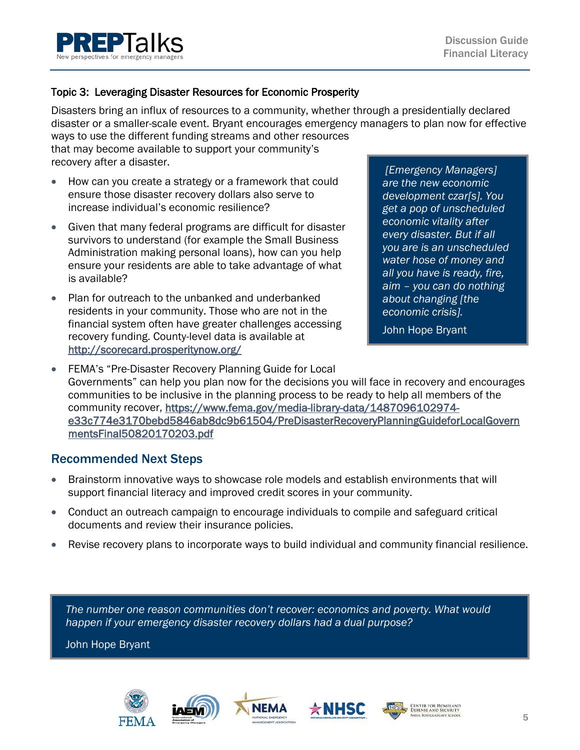### Topic 3: Leveraging Disaster Resources for Economic Prosperity

Disasters bring an influx of resources to a community, whether through a presidentially declared disaster or a smaller-scale event. Bryant encourages emergency managers to plan now for effective ways to use the different funding streams and other resources that may become available to support your community's recovery after a disaster.

> *[Emergency Managers] are the new economic development czar[s]. You get a pop of unscheduled economic vitality after every disaster. But if all you are is an unscheduled water hose of money and all you have is ready, fire, aim – you can do nothing about changing [the economic crisis].*
>
> John Hope Bryant

- How can you create a strategy or a framework that could ensure those disaster recovery dollars also serve to increase individual's economic resilience?
- Given that many federal programs are difficult for disaster survivors to understand (for example the Small Business Administration making personal loans), how can you help ensure your residents are able to take advantage of what is available?
- Plan for outreach to the unbanked and underbanked residents in your community. Those who are not in the financial system often have greater challenges accessing recovery funding. County-level data is available at http://scorecard.prosperitynow.org/
- FEMA's "Pre-Disaster Recovery Planning Guide for Local Governments" can help you plan now for the decisions you will face in recovery and encourages communities to be inclusive in the planning process to be ready to help all members of the community recover, https://www.fema.gov/media-library-data/1487096102974-e33c774e3170bebd5846ab8dc9b61504/PreDisasterRecoveryPlanningGuideforLocalGovernmentsFinal50820170203.pdf

## Recommended Next Steps

- Brainstorm innovative ways to showcase role models and establish environments that will support financial literacy and improved credit scores in your community.
- Conduct an outreach campaign to encourage individuals to compile and safeguard critical documents and review their insurance policies.
- Revise recovery plans to incorporate ways to build individual and community financial resilience.

> *The number one reason communities don't recover: economics and poverty. What would happen if your emergency disaster recovery dollars had a dual purpose?*
>
> John Hope Bryant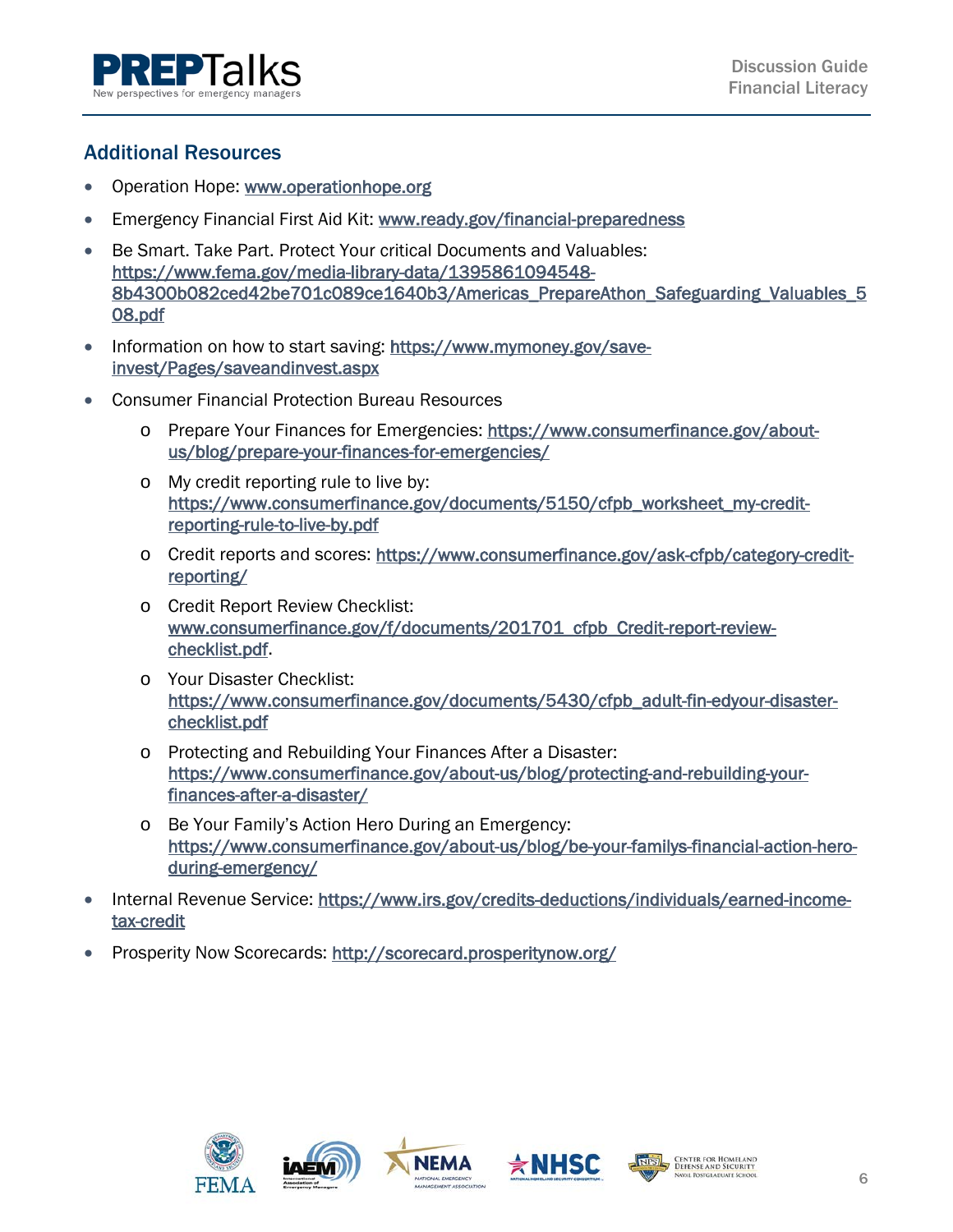## Additional Resources

- Operation Hope: www.operationhope.org
- Emergency Financial First Aid Kit: www.ready.gov/financial-preparedness
- Be Smart. Take Part. Protect Your critical Documents and Valuables: https://www.fema.gov/media-library-data/1395861094548-8b4300b082ced42be701c089ce1640b3/Americas_PrepareAthon_Safeguarding_Valuables_508.pdf
- Information on how to start saving: https://www.mymoney.gov/save-invest/Pages/saveandinvest.aspx
- Consumer Financial Protection Bureau Resources
    - Prepare Your Finances for Emergencies: https://www.consumerfinance.gov/about-us/blog/prepare-your-finances-for-emergencies/
    - My credit reporting rule to live by: https://www.consumerfinance.gov/documents/5150/cfpb_worksheet_my-credit-reporting-rule-to-live-by.pdf
    - Credit reports and scores: https://www.consumerfinance.gov/ask-cfpb/category-credit-reporting/
    - Credit Report Review Checklist: www.consumerfinance.gov/f/documents/201701_cfpb_Credit-report-review-checklist.pdf.
    - Your Disaster Checklist: https://www.consumerfinance.gov/documents/5430/cfpb_adult-fin-edyour-disaster-checklist.pdf
    - Protecting and Rebuilding Your Finances After a Disaster: https://www.consumerfinance.gov/about-us/blog/protecting-and-rebuilding-your-finances-after-a-disaster/
    - Be Your Family's Action Hero During an Emergency: https://www.consumerfinance.gov/about-us/blog/be-your-familys-financial-action-hero-during-emergency/
- Internal Revenue Service: https://www.irs.gov/credits-deductions/individuals/earned-income-tax-credit
- Prosperity Now Scorecards: http://scorecard.prosperitynow.org/